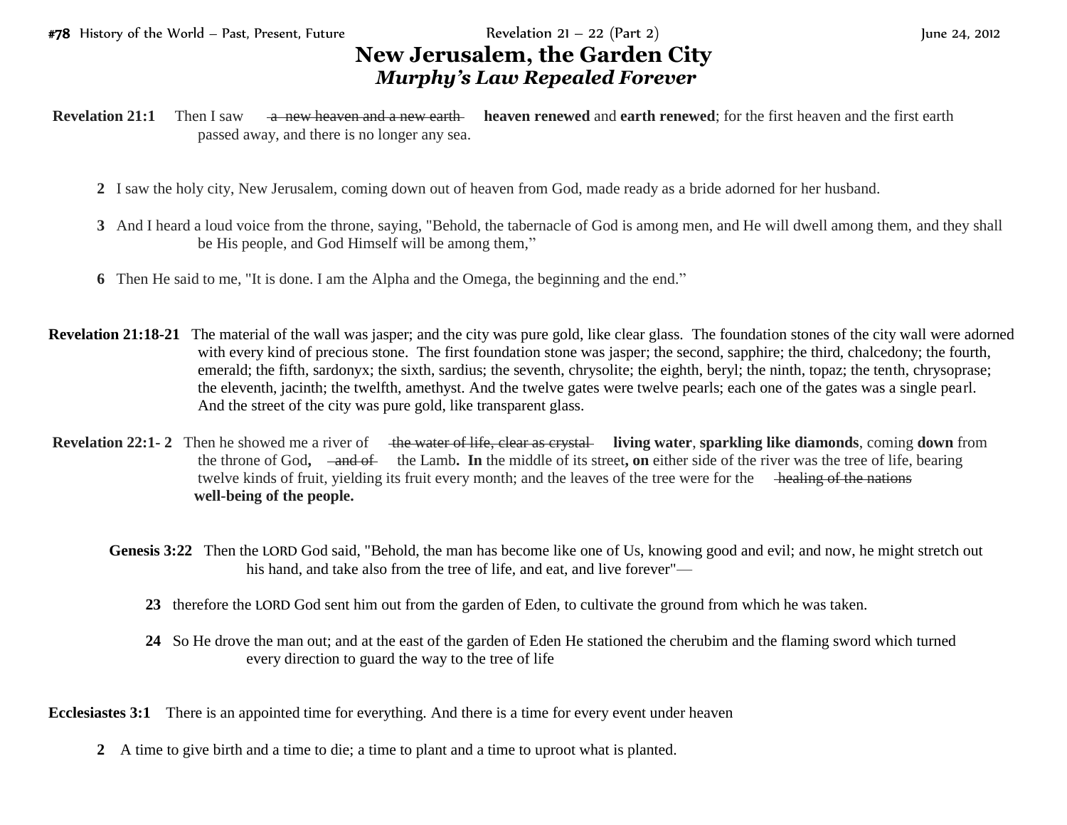# New Jerusalem, the Garden City

## *Murphy's Law Repealed Forever*

**Revelation 21:1** Then I saw ~~a new heaven and a new earth~~ **heaven renewed** and **earth renewed**; for the first heaven and the first earth passed away, and there is no longer any sea.

**2** I saw the holy city, New Jerusalem, coming down out of heaven from God, made ready as a bride adorned for her husband.

**3** And I heard a loud voice from the throne, saying, "Behold, the tabernacle of God is among men, and He will dwell among them, and they shall be His people, and God Himself will be among them,"

**6** Then He said to me, "It is done. I am the Alpha and the Omega, the beginning and the end."

**Revelation 21:18-21** The material of the wall was jasper; and the city was pure gold, like clear glass. The foundation stones of the city wall were adorned with every kind of precious stone. The first foundation stone was jasper; the second, sapphire; the third, chalcedony; the fourth, emerald; the fifth, sardonyx; the sixth, sardius; the seventh, chrysolite; the eighth, beryl; the ninth, topaz; the tenth, chrysoprase; the eleventh, jacinth; the twelfth, amethyst. And the twelve gates were twelve pearls; each one of the gates was a single pearl. And the street of the city was pure gold, like transparent glass.

**Revelation 22:1- 2** Then he showed me a river of ~~the water of life, clear as crystal~~ **living water**, **sparkling like diamonds**, coming **down** from the throne of God**,** ~~and of~~ the Lamb**. In** the middle of its street**, on** either side of the river was the tree of life, bearing twelve kinds of fruit, yielding its fruit every month; and the leaves of the tree were for the ~~healing of the nations~~ **well-being of the people.**

**Genesis 3:22** Then the LORD God said, "Behold, the man has become like one of Us, knowing good and evil; and now, he might stretch out his hand, and take also from the tree of life, and eat, and live forever"—

**23** therefore the LORD God sent him out from the garden of Eden, to cultivate the ground from which he was taken.

**24** So He drove the man out; and at the east of the garden of Eden He stationed the cherubim and the flaming sword which turned every direction to guard the way to the tree of life

**Ecclesiastes 3:1** There is an appointed time for everything. And there is a time for every event under heaven

**2** A time to give birth and a time to die; a time to plant and a time to uproot what is planted.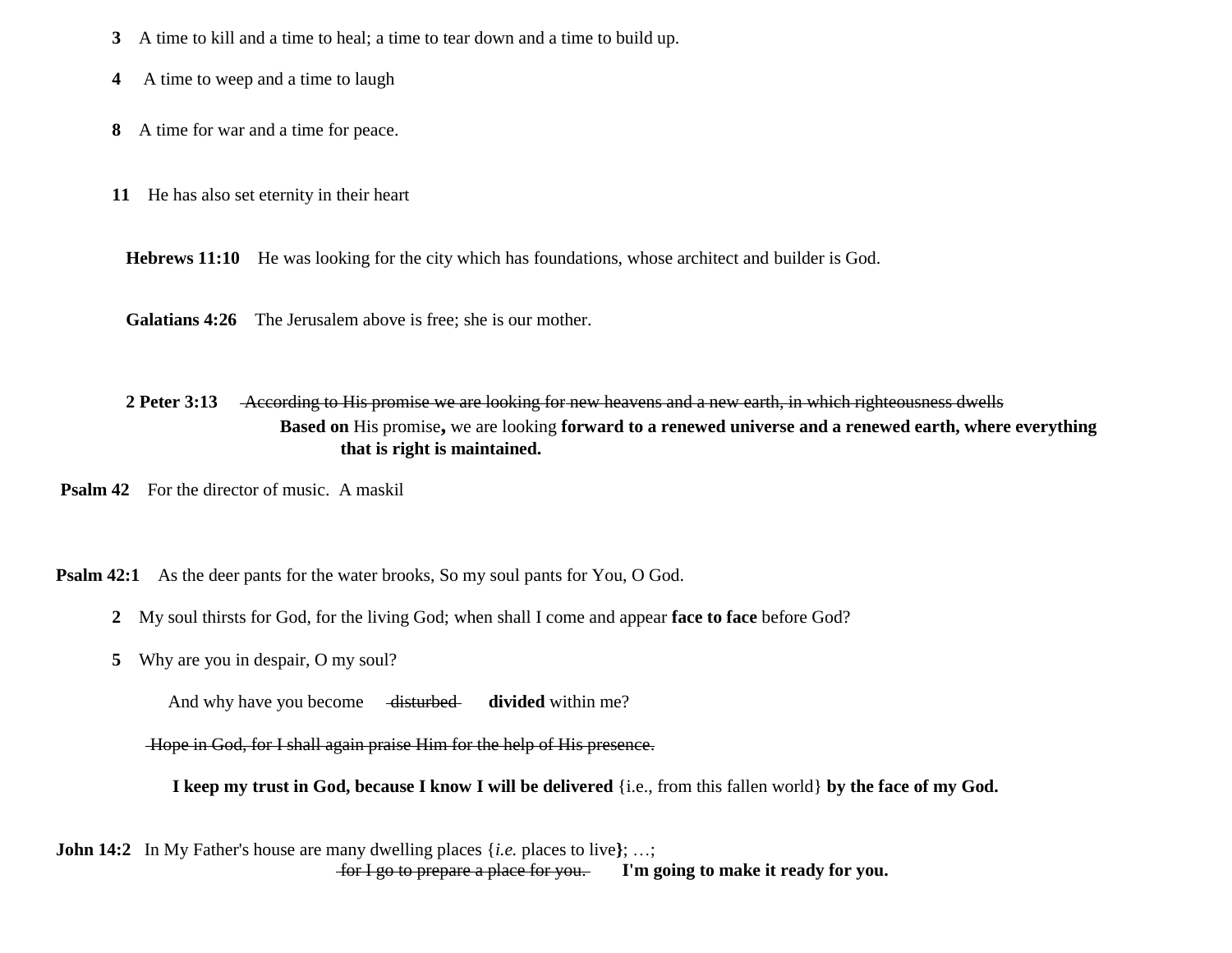**3** A time to kill and a time to heal; a time to tear down and a time to build up.

**4** A time to weep and a time to laugh

**8** A time for war and a time for peace.

**11** He has also set eternity in their heart

**Hebrews 11:10** He was looking for the city which has foundations, whose architect and builder is God.

**Galatians 4:26** The Jerusalem above is free; she is our mother.

**2 Peter 3:13** ~~According to His promise we are looking for new heavens and a new earth, in which righteousness dwells~~
**Based on** His promise**,** we are looking **forward to a renewed universe and a renewed earth, where everything that is right is maintained.**

**Psalm 42** For the director of music. A maskil

**Psalm 42:1** As the deer pants for the water brooks, So my soul pants for You, O God.

**2** My soul thirsts for God, for the living God; when shall I come and appear **face to face** before God?

**5** Why are you in despair, O my soul?

And why have you become ~~disturbed~~ **divided** within me?

~~Hope in God, for I shall again praise Him for the help of His presence.~~

**I keep my trust in God, because I know I will be delivered** {i.e., from this fallen world} **by the face of my God.**

**John 14:2** In My Father's house are many dwelling places {*i.e.* places to live**}**; …;
~~for I go to prepare a place for you.~~ **I'm going to make it ready for you.**